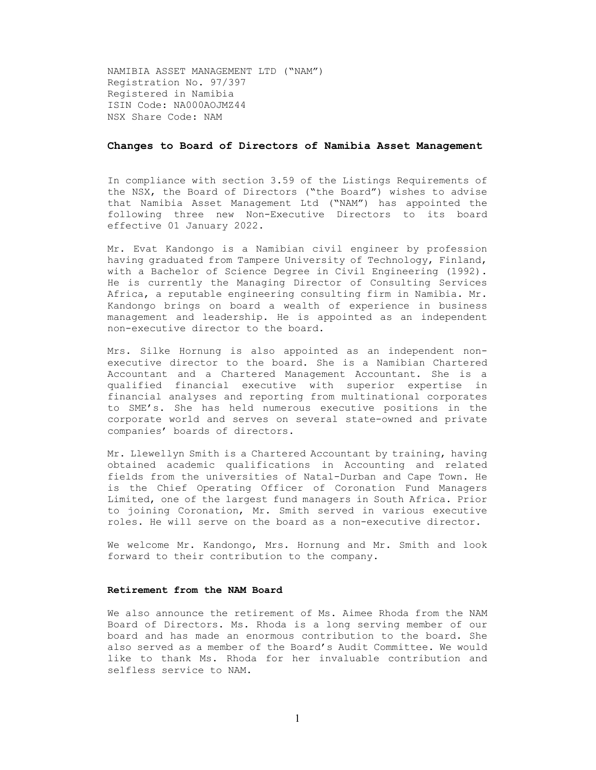NAMIBIA ASSET MANAGEMENT LTD ("NAM")
Registration No. 97/397
Registered in Namibia
ISIN Code: NA000AOJMZ44
NSX Share Code: NAM

## Changes to Board of Directors of Namibia Asset Management

In compliance with section 3.59 of the Listings Requirements of the NSX, the Board of Directors ("the Board") wishes to advise that Namibia Asset Management Ltd ("NAM") has appointed the following three new Non-Executive Directors to its board effective 01 January 2022.

Mr. Evat Kandongo is a Namibian civil engineer by profession having graduated from Tampere University of Technology, Finland, with a Bachelor of Science Degree in Civil Engineering (1992). He is currently the Managing Director of Consulting Services Africa, a reputable engineering consulting firm in Namibia. Mr. Kandongo brings on board a wealth of experience in business management and leadership. He is appointed as an independent non-executive director to the board.

Mrs. Silke Hornung is also appointed as an independent non-executive director to the board. She is a Namibian Chartered Accountant and a Chartered Management Accountant. She is a qualified financial executive with superior expertise in financial analyses and reporting from multinational corporates to SME's. She has held numerous executive positions in the corporate world and serves on several state-owned and private companies' boards of directors.

Mr. Llewellyn Smith is a Chartered Accountant by training, having obtained academic qualifications in Accounting and related fields from the universities of Natal-Durban and Cape Town. He is the Chief Operating Officer of Coronation Fund Managers Limited, one of the largest fund managers in South Africa. Prior to joining Coronation, Mr. Smith served in various executive roles. He will serve on the board as a non-executive director.

We welcome Mr. Kandongo, Mrs. Hornung and Mr. Smith and look forward to their contribution to the company.

### Retirement from the NAM Board

We also announce the retirement of Ms. Aimee Rhoda from the NAM Board of Directors. Ms. Rhoda is a long serving member of our board and has made an enormous contribution to the board. She also served as a member of the Board's Audit Committee. We would like to thank Ms. Rhoda for her invaluable contribution and selfless service to NAM.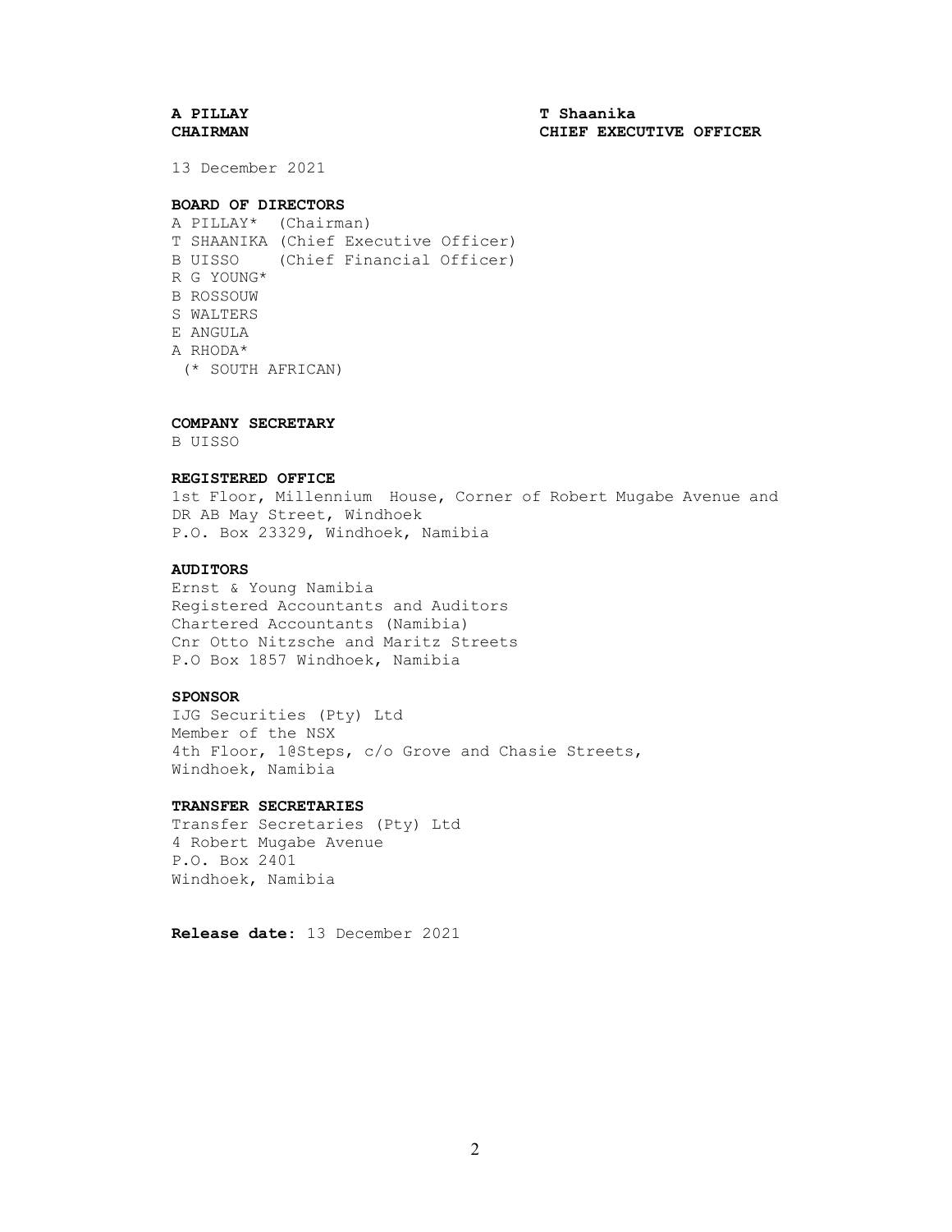**A PILLAY**
**CHAIRMAN**

**T Shaanika**
**CHIEF EXECUTIVE OFFICER**

13 December 2021

**BOARD OF DIRECTORS**

A PILLAY* (Chairman)
T SHAANIKA (Chief Executive Officer)
B UISSO (Chief Financial Officer)
R G YOUNG*
B ROSSOUW
S WALTERS
E ANGULA
A RHODA*
(* SOUTH AFRICAN)

**COMPANY SECRETARY**

B UISSO

**REGISTERED OFFICE**

1st Floor, Millennium House, Corner of Robert Mugabe Avenue and DR AB May Street, Windhoek
P.O. Box 23329, Windhoek, Namibia

**AUDITORS**

Ernst & Young Namibia
Registered Accountants and Auditors
Chartered Accountants (Namibia)
Cnr Otto Nitzsche and Maritz Streets
P.O Box 1857 Windhoek, Namibia

**SPONSOR**

IJG Securities (Pty) Ltd
Member of the NSX
4th Floor, 1@Steps, c/o Grove and Chasie Streets,
Windhoek, Namibia

**TRANSFER SECRETARIES**

Transfer Secretaries (Pty) Ltd
4 Robert Mugabe Avenue
P.O. Box 2401
Windhoek, Namibia

**Release date:** 13 December 2021